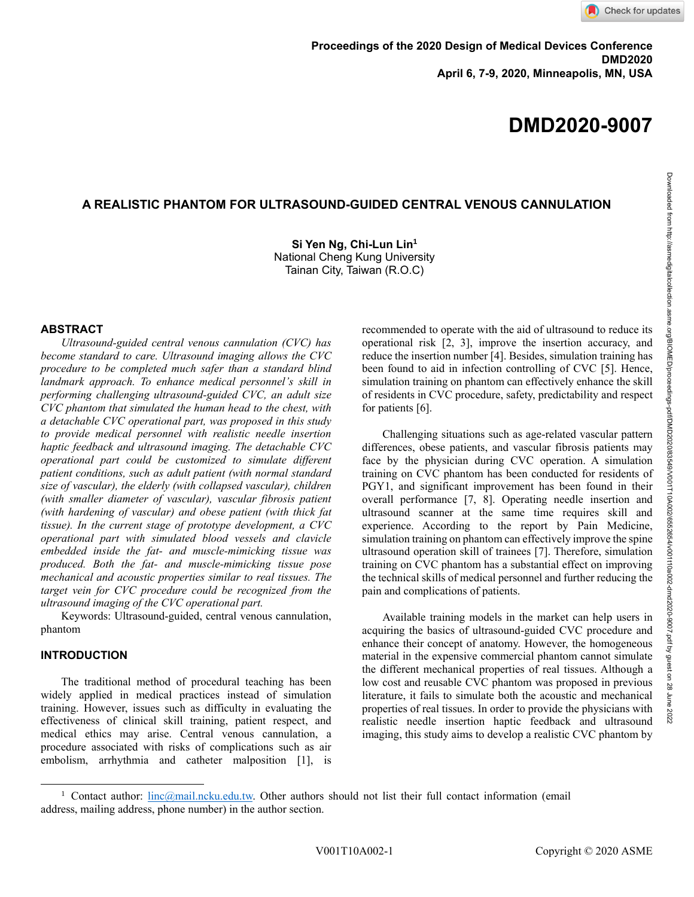# A REALISTIC PHANTOM FOR ULTRASOUND-GUIDED CENTRAL VENOUS CANNULATION

**Si Yen Ng, Chi-Lun Lin[1]**
National Cheng Kung University
Tainan City, Taiwan (R.O.C)

## ABSTRACT

*Ultrasound-guided central venous cannulation (CVC) has become standard to care. Ultrasound imaging allows the CVC procedure to be completed much safer than a standard blind landmark approach. To enhance medical personnel's skill in performing challenging ultrasound-guided CVC, an adult size CVC phantom that simulated the human head to the chest, with a detachable CVC operational part, was proposed in this study to provide medical personnel with realistic needle insertion haptic feedback and ultrasound imaging. The detachable CVC operational part could be customized to simulate different patient conditions, such as adult patient (with normal standard size of vascular), the elderly (with collapsed vascular), children (with smaller diameter of vascular), vascular fibrosis patient (with hardening of vascular) and obese patient (with thick fat tissue). In the current stage of prototype development, a CVC operational part with simulated blood vessels and clavicle embedded inside the fat- and muscle-mimicking tissue was produced. Both the fat- and muscle-mimicking tissue pose mechanical and acoustic properties similar to real tissues. The target vein for CVC procedure could be recognized from the ultrasound imaging of the CVC operational part.*

Keywords: Ultrasound-guided, central venous cannulation, phantom

## INTRODUCTION

The traditional method of procedural teaching has been widely applied in medical practices instead of simulation training. However, issues such as difficulty in evaluating the effectiveness of clinical skill training, patient respect, and medical ethics may arise. Central venous cannulation, a procedure associated with risks of complications such as air embolism, arrhythmia and catheter malposition [1], is recommended to operate with the aid of ultrasound to reduce its operational risk [2, 3], improve the insertion accuracy, and reduce the insertion number [4]. Besides, simulation training has been found to aid in infection controlling of CVC [5]. Hence, simulation training on phantom can effectively enhance the skill of residents in CVC procedure, safety, predictability and respect for patients [6].

Challenging situations such as age-related vascular pattern differences, obese patients, and vascular fibrosis patients may face by the physician during CVC operation. A simulation training on CVC phantom has been conducted for residents of PGY1, and significant improvement has been found in their overall performance [7, 8]. Operating needle insertion and ultrasound scanner at the same time requires skill and experience. According to the report by Pain Medicine, simulation training on phantom can effectively improve the spine ultrasound operation skill of trainees [7]. Therefore, simulation training on CVC phantom has a substantial effect on improving the technical skills of medical personnel and further reducing the pain and complications of patients.

Available training models in the market can help users in acquiring the basics of ultrasound-guided CVC procedure and enhance their concept of anatomy. However, the homogeneous material in the expensive commercial phantom cannot simulate the different mechanical properties of real tissues. Although a low cost and reusable CVC phantom was proposed in previous literature, it fails to simulate both the acoustic and mechanical properties of real tissues. In order to provide the physicians with realistic needle insertion haptic feedback and ultrasound imaging, this study aims to develop a realistic CVC phantom by

[1] Contact author: linc@mail.ncku.edu.tw. Other authors should not list their full contact information (email address, mailing address, phone number) in the author section.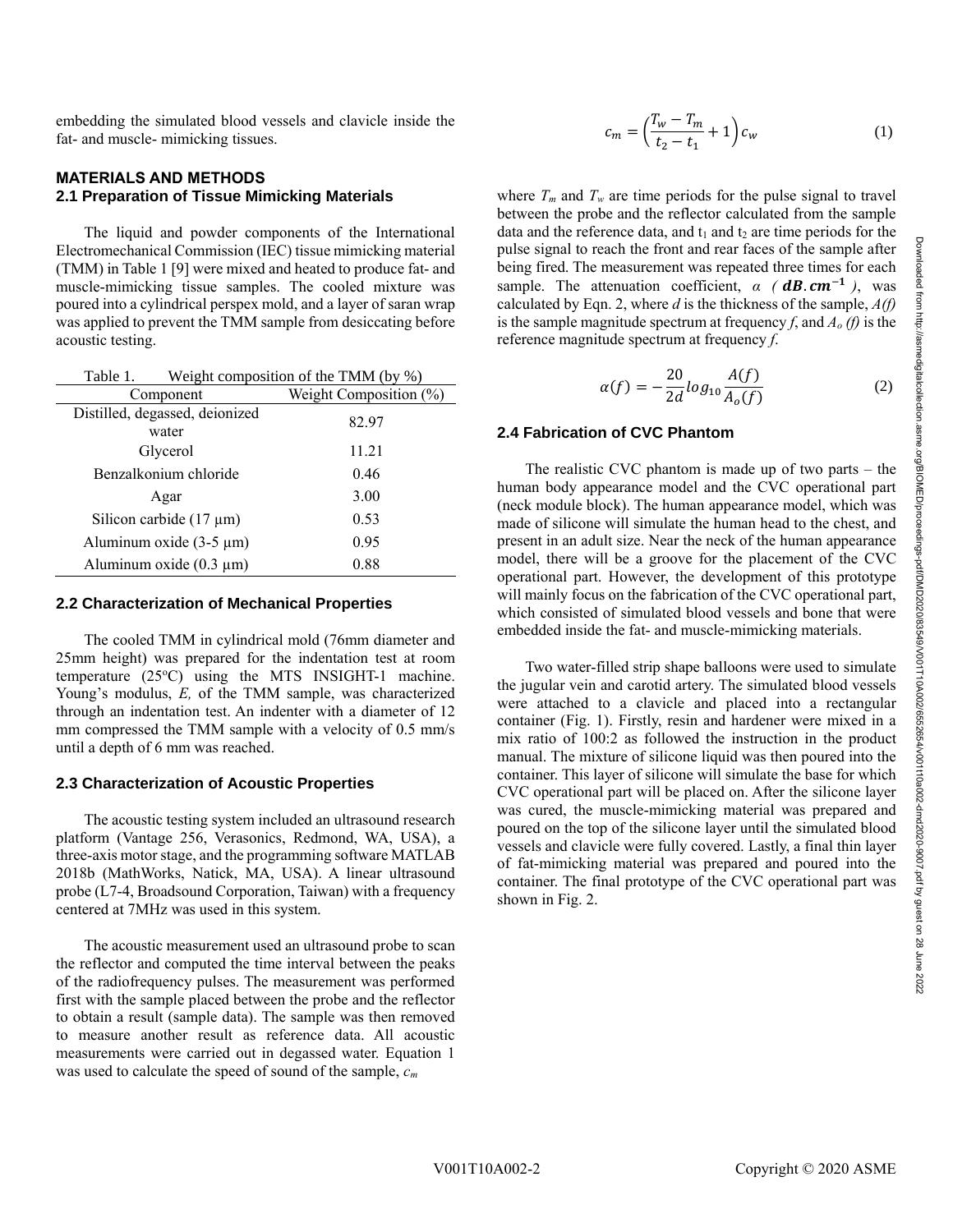embedding the simulated blood vessels and clavicle inside the fat- and muscle- mimicking tissues.

## MATERIALS AND METHODS

### 2.1 Preparation of Tissue Mimicking Materials

The liquid and powder components of the International Electromechanical Commission (IEC) tissue mimicking material (TMM) in Table 1 [9] were mixed and heated to produce fat- and muscle-mimicking tissue samples. The cooled mixture was poured into a cylindrical perspex mold, and a layer of saran wrap was applied to prevent the TMM sample from desiccating before acoustic testing.

Table 1. Weight composition of the TMM (by %)

| Component | Weight Composition (%) |
|---|---|
| Distilled, degassed, deionized water | 82.97 |
| Glycerol | 11.21 |
| Benzalkonium chloride | 0.46 |
| Agar | 3.00 |
| Silicon carbide (17 μm) | 0.53 |
| Aluminum oxide (3-5 μm) | 0.95 |
| Aluminum oxide (0.3 μm) | 0.88 |

### 2.2 Characterization of Mechanical Properties

The cooled TMM in cylindrical mold (76mm diameter and 25mm height) was prepared for the indentation test at room temperature (25°C) using the MTS INSIGHT-1 machine. Young's modulus, *E,* of the TMM sample, was characterized through an indentation test. An indenter with a diameter of 12 mm compressed the TMM sample with a velocity of 0.5 mm/s until a depth of 6 mm was reached.

### 2.3 Characterization of Acoustic Properties

The acoustic testing system included an ultrasound research platform (Vantage 256, Verasonics, Redmond, WA, USA), a three-axis motor stage, and the programming software MATLAB 2018b (MathWorks, Natick, MA, USA). A linear ultrasound probe (L7-4, Broadsound Corporation, Taiwan) with a frequency centered at 7MHz was used in this system.

The acoustic measurement used an ultrasound probe to scan the reflector and computed the time interval between the peaks of the radiofrequency pulses. The measurement was performed first with the sample placed between the probe and the reflector to obtain a result (sample data). The sample was then removed to measure another result as reference data. All acoustic measurements were carried out in degassed water. Equation 1 was used to calculate the speed of sound of the sample, $c_m$

$$c_m = \left(\frac{T_w - T_m}{t_2 - t_1} + 1\right) c_w \tag{1}$$

where $T_m$ and $T_w$ are time periods for the pulse signal to travel between the probe and the reflector calculated from the sample data and the reference data, and $t_1$ and $t_2$ are time periods for the pulse signal to reach the front and rear faces of the sample after being fired. The measurement was repeated three times for each sample. The attenuation coefficient, $\alpha$ ( $\mathbf{dB.cm^{-1}}$ ), was calculated by Eqn. 2, where $d$ is the thickness of the sample, $A(f)$ is the sample magnitude spectrum at frequency $f$, and $A_o(f)$ is the reference magnitude spectrum at frequency $f$.

$$\alpha(f) = -\frac{20}{2d} log_{10} \frac{A(f)}{A_o(f)} \tag{2}$$

### 2.4 Fabrication of CVC Phantom

The realistic CVC phantom is made up of two parts – the human body appearance model and the CVC operational part (neck module block). The human appearance model, which was made of silicone will simulate the human head to the chest, and present in an adult size. Near the neck of the human appearance model, there will be a groove for the placement of the CVC operational part. However, the development of this prototype will mainly focus on the fabrication of the CVC operational part, which consisted of simulated blood vessels and bone that were embedded inside the fat- and muscle-mimicking materials.

Two water-filled strip shape balloons were used to simulate the jugular vein and carotid artery. The simulated blood vessels were attached to a clavicle and placed into a rectangular container (Fig. 1). Firstly, resin and hardener were mixed in a mix ratio of 100:2 as followed the instruction in the product manual. The mixture of silicone liquid was then poured into the container. This layer of silicone will simulate the base for which CVC operational part will be placed on. After the silicone layer was cured, the muscle-mimicking material was prepared and poured on the top of the silicone layer until the simulated blood vessels and clavicle were fully covered. Lastly, a final thin layer of fat-mimicking material was prepared and poured into the container. The final prototype of the CVC operational part was shown in Fig. 2.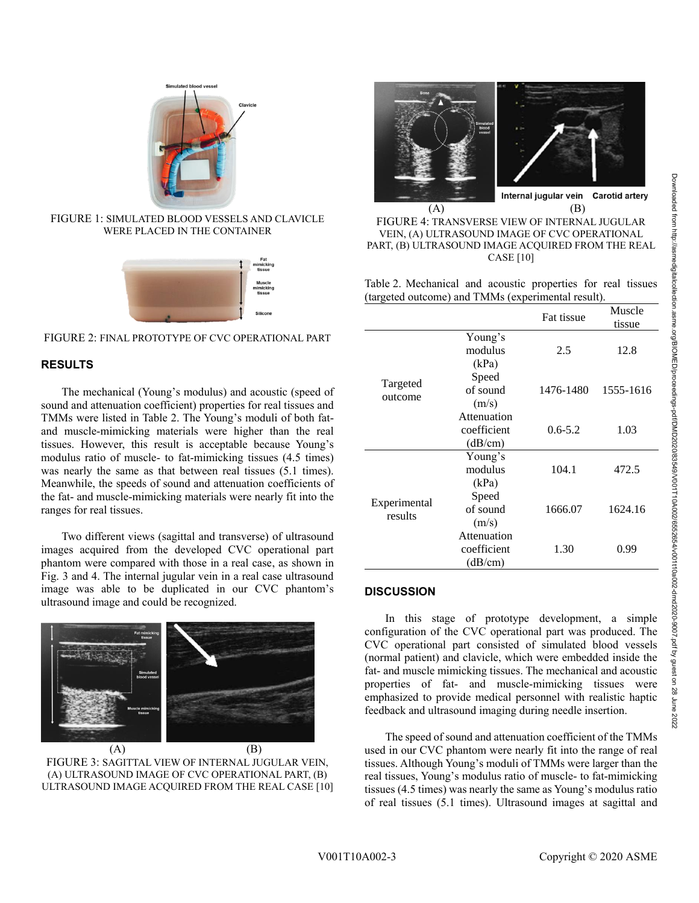FIGURE 1: SIMULATED BLOOD VESSELS AND CLAVICLE WERE PLACED IN THE CONTAINER

FIGURE 2: FINAL PROTOTYPE OF CVC OPERATIONAL PART

## RESULTS

The mechanical (Young's modulus) and acoustic (speed of sound and attenuation coefficient) properties for real tissues and TMMs were listed in Table 2. The Young's moduli of both fat- and muscle-mimicking materials were higher than the real tissues. However, this result is acceptable because Young's modulus ratio of muscle- to fat-mimicking tissues (4.5 times) was nearly the same as that between real tissues (5.1 times). Meanwhile, the speeds of sound and attenuation coefficients of the fat- and muscle-mimicking materials were nearly fit into the ranges for real tissues.

Two different views (sagittal and transverse) of ultrasound images acquired from the developed CVC operational part phantom were compared with those in a real case, as shown in Fig. 3 and 4. The internal jugular vein in a real case ultrasound image was able to be duplicated in our CVC phantom's ultrasound image and could be recognized.

FIGURE 3: SAGITTAL VIEW OF INTERNAL JUGULAR VEIN, (A) ULTRASOUND IMAGE OF CVC OPERATIONAL PART, (B) ULTRASOUND IMAGE ACQUIRED FROM THE REAL CASE [10]

FIGURE 4: TRANSVERSE VIEW OF INTERNAL JUGULAR VEIN, (A) ULTRASOUND IMAGE OF CVC OPERATIONAL PART, (B) ULTRASOUND IMAGE ACQUIRED FROM THE REAL CASE [10]

Table 2. Mechanical and acoustic properties for real tissues (targeted outcome) and TMMs (experimental result).

| | | Fat tissue | Muscle tissue |
|---|---|---|---|
| Targeted outcome | Young's modulus (kPa) | 2.5 | 12.8 |
| | Speed of sound (m/s) | 1476-1480 | 1555-1616 |
| | Attenuation coefficient (dB/cm) | 0.6-5.2 | 1.03 |
| Experimental results | Young's modulus (kPa) | 104.1 | 472.5 |
| | Speed of sound (m/s) | 1666.07 | 1624.16 |
| | Attenuation coefficient (dB/cm) | 1.30 | 0.99 |

## DISCUSSION

In this stage of prototype development, a simple configuration of the CVC operational part was produced. The CVC operational part consisted of simulated blood vessels (normal patient) and clavicle, which were embedded inside the fat- and muscle mimicking tissues. The mechanical and acoustic properties of fat- and muscle-mimicking tissues were emphasized to provide medical personnel with realistic haptic feedback and ultrasound imaging during needle insertion.

The speed of sound and attenuation coefficient of the TMMs used in our CVC phantom were nearly fit into the range of real tissues. Although Young's moduli of TMMs were larger than the real tissues, Young's modulus ratio of muscle- to fat-mimicking tissues (4.5 times) was nearly the same as Young's modulus ratio of real tissues (5.1 times). Ultrasound images at sagittal and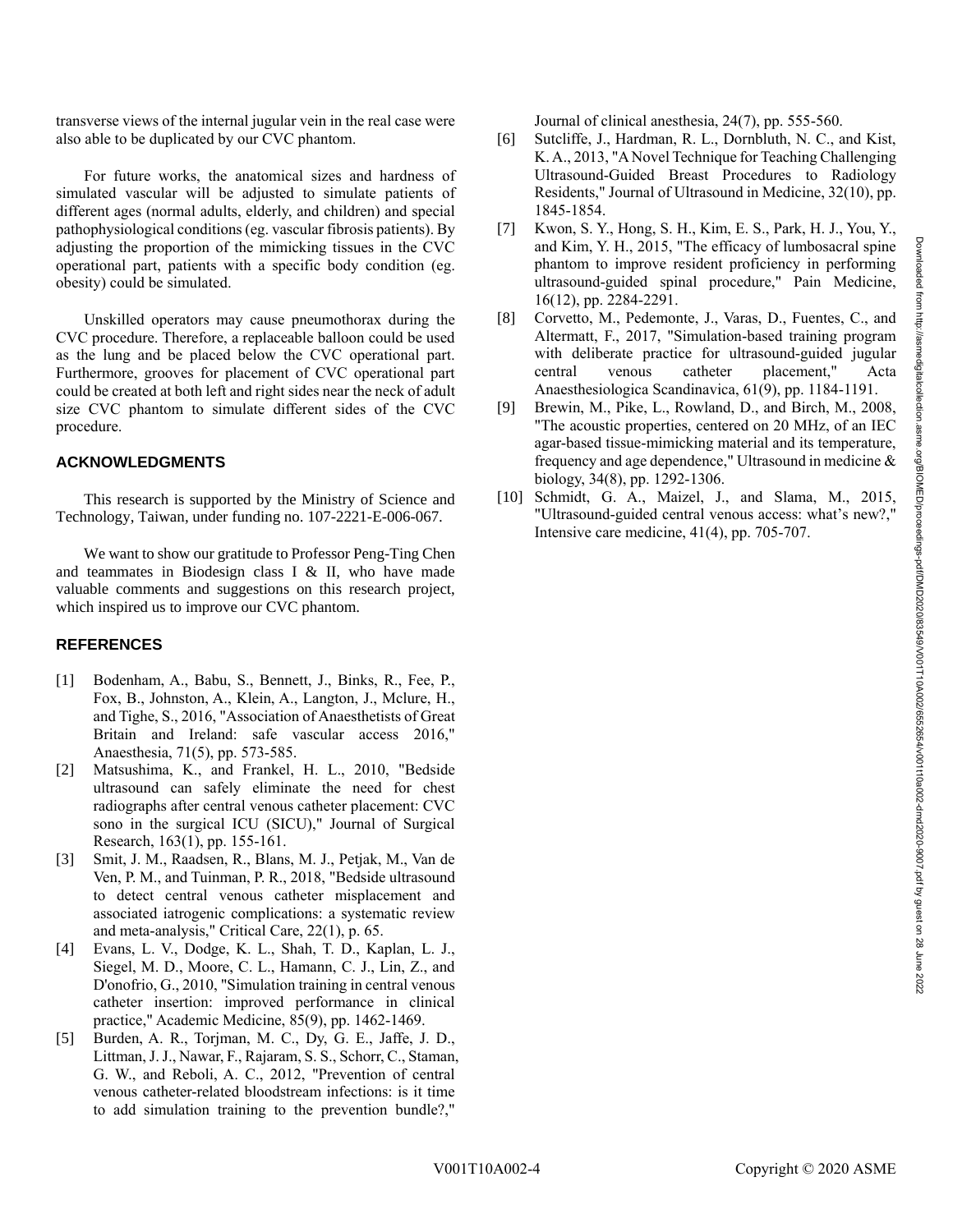transverse views of the internal jugular vein in the real case were also able to be duplicated by our CVC phantom.

For future works, the anatomical sizes and hardness of simulated vascular will be adjusted to simulate patients of different ages (normal adults, elderly, and children) and special pathophysiological conditions (eg. vascular fibrosis patients). By adjusting the proportion of the mimicking tissues in the CVC operational part, patients with a specific body condition (eg. obesity) could be simulated.

Unskilled operators may cause pneumothorax during the CVC procedure. Therefore, a replaceable balloon could be used as the lung and be placed below the CVC operational part. Furthermore, grooves for placement of CVC operational part could be created at both left and right sides near the neck of adult size CVC phantom to simulate different sides of the CVC procedure.

## ACKNOWLEDGMENTS

This research is supported by the Ministry of Science and Technology, Taiwan, under funding no. 107-2221-E-006-067.

We want to show our gratitude to Professor Peng-Ting Chen and teammates in Biodesign class I & II, who have made valuable comments and suggestions on this research project, which inspired us to improve our CVC phantom.

## REFERENCES

[1] Bodenham, A., Babu, S., Bennett, J., Binks, R., Fee, P., Fox, B., Johnston, A., Klein, A., Langton, J., Mclure, H., and Tighe, S., 2016, "Association of Anaesthetists of Great Britain and Ireland: safe vascular access 2016," Anaesthesia, 71(5), pp. 573-585.

[2] Matsushima, K., and Frankel, H. L., 2010, "Bedside ultrasound can safely eliminate the need for chest radiographs after central venous catheter placement: CVC sono in the surgical ICU (SICU)," Journal of Surgical Research, 163(1), pp. 155-161.

[3] Smit, J. M., Raadsen, R., Blans, M. J., Petjak, M., Van de Ven, P. M., and Tuinman, P. R., 2018, "Bedside ultrasound to detect central venous catheter misplacement and associated iatrogenic complications: a systematic review and meta-analysis," Critical Care, 22(1), p. 65.

[4] Evans, L. V., Dodge, K. L., Shah, T. D., Kaplan, L. J., Siegel, M. D., Moore, C. L., Hamann, C. J., Lin, Z., and D'onofrio, G., 2010, "Simulation training in central venous catheter insertion: improved performance in clinical practice," Academic Medicine, 85(9), pp. 1462-1469.

[5] Burden, A. R., Torjman, M. C., Dy, G. E., Jaffe, J. D., Littman, J. J., Nawar, F., Rajaram, S. S., Schorr, C., Staman, G. W., and Reboli, A. C., 2012, "Prevention of central venous catheter-related bloodstream infections: is it time to add simulation training to the prevention bundle?," Journal of clinical anesthesia, 24(7), pp. 555-560.

[6] Sutcliffe, J., Hardman, R. L., Dornbluth, N. C., and Kist, K. A., 2013, "A Novel Technique for Teaching Challenging Ultrasound-Guided Breast Procedures to Radiology Residents," Journal of Ultrasound in Medicine, 32(10), pp. 1845-1854.

[7] Kwon, S. Y., Hong, S. H., Kim, E. S., Park, H. J., You, Y., and Kim, Y. H., 2015, "The efficacy of lumbosacral spine phantom to improve resident proficiency in performing ultrasound-guided spinal procedure," Pain Medicine, 16(12), pp. 2284-2291.

[8] Corvetto, M., Pedemonte, J., Varas, D., Fuentes, C., and Altermatt, F., 2017, "Simulation-based training program with deliberate practice for ultrasound-guided jugular central venous catheter placement," Acta Anaesthesiologica Scandinavica, 61(9), pp. 1184-1191.

[9] Brewin, M., Pike, L., Rowland, D., and Birch, M., 2008, "The acoustic properties, centered on 20 MHz, of an IEC agar-based tissue-mimicking material and its temperature, frequency and age dependence," Ultrasound in medicine & biology, 34(8), pp. 1292-1306.

[10] Schmidt, G. A., Maizel, J., and Slama, M., 2015, "Ultrasound-guided central venous access: what's new?," Intensive care medicine, 41(4), pp. 705-707.